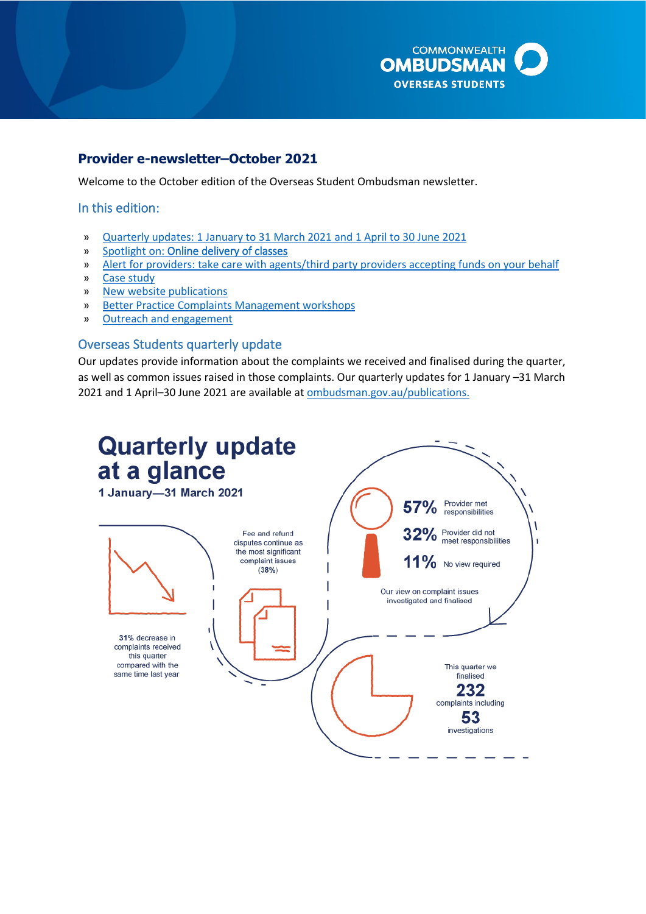# Provider e-newsletter–October 2021

Welcome to the October edition of the Overseas Student Ombudsman newsletter.

## In this edition:

- Quarterly updates: 1 January to 31 March 2021 and 1 April to 30 June 2021
- Spotlight on: Online delivery of classes
- Alert for providers: take care with agents/third party providers accepting funds on your behalf
- Case study
- New website publications
- Better Practice Complaints Management workshops
- Outreach and engagement

## Overseas Students quarterly update

Our updates provide information about the complaints we received and finalised during the quarter, as well as common issues raised in those complaints. Our quarterly updates for 1 January –31 March 2021 and 1 April–30 June 2021 are available at ombudsman.gov.au/publications.

### Quarterly update at a glance

**1 January—31 March 2021**

**31%** decrease in complaints received this quarter compared with the same time last year

Fee and refund disputes continue as the most significant complaint issues (**38%**)

Our view on complaint issues investigated and finalised:

- **57%** Provider met responsibilities
- **32%** Provider did not meet responsibilities
- **11%** No view required

This quarter we finalised **232** complaints including **53** investigations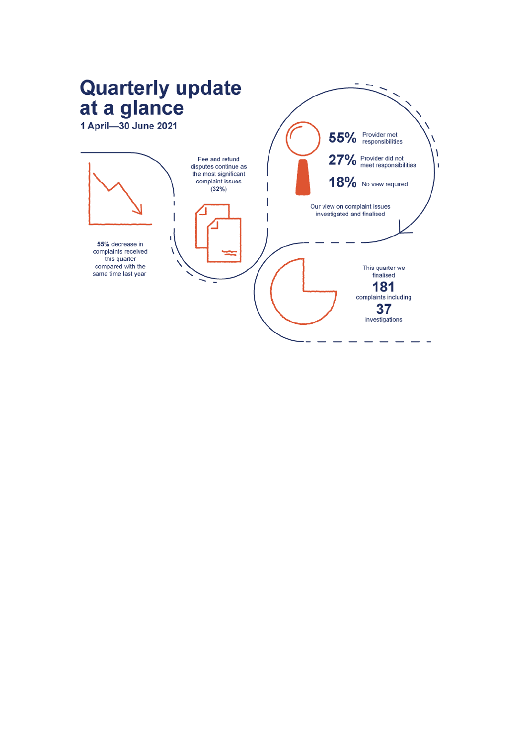# Quarterly update at a glance

**1 April—30 June 2021**

**55%** decrease in complaints received this quarter compared with the same time last year

Fee and refund disputes continue as the most significant complaint issues (**32%**)

**55%** Provider met responsibilities

**27%** Provider did not meet responsibilities

**18%** No view required

Our view on complaint issues investigated and finalised

This quarter we finalised

**181**

complaints including

**37**

investigations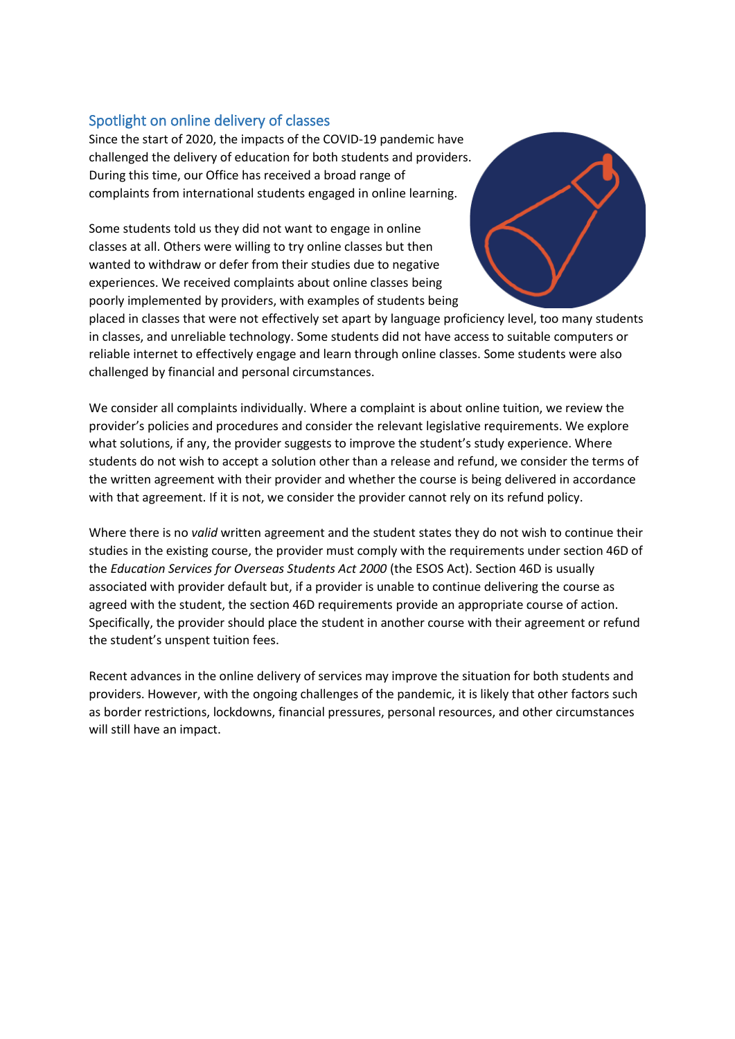## Spotlight on online delivery of classes

Since the start of 2020, the impacts of the COVID-19 pandemic have challenged the delivery of education for both students and providers. During this time, our Office has received a broad range of complaints from international students engaged in online learning.

Some students told us they did not want to engage in online classes at all. Others were willing to try online classes but then wanted to withdraw or defer from their studies due to negative experiences. We received complaints about online classes being poorly implemented by providers, with examples of students being placed in classes that were not effectively set apart by language proficiency level, too many students in classes, and unreliable technology. Some students did not have access to suitable computers or reliable internet to effectively engage and learn through online classes. Some students were also challenged by financial and personal circumstances.

We consider all complaints individually. Where a complaint is about online tuition, we review the provider's policies and procedures and consider the relevant legislative requirements. We explore what solutions, if any, the provider suggests to improve the student's study experience. Where students do not wish to accept a solution other than a release and refund, we consider the terms of the written agreement with their provider and whether the course is being delivered in accordance with that agreement. If it is not, we consider the provider cannot rely on its refund policy.

Where there is no *valid* written agreement and the student states they do not wish to continue their studies in the existing course, the provider must comply with the requirements under section 46D of the *Education Services for Overseas Students Act 2000* (the ESOS Act). Section 46D is usually associated with provider default but, if a provider is unable to continue delivering the course as agreed with the student, the section 46D requirements provide an appropriate course of action. Specifically, the provider should place the student in another course with their agreement or refund the student's unspent tuition fees.

Recent advances in the online delivery of services may improve the situation for both students and providers. However, with the ongoing challenges of the pandemic, it is likely that other factors such as border restrictions, lockdowns, financial pressures, personal resources, and other circumstances will still have an impact.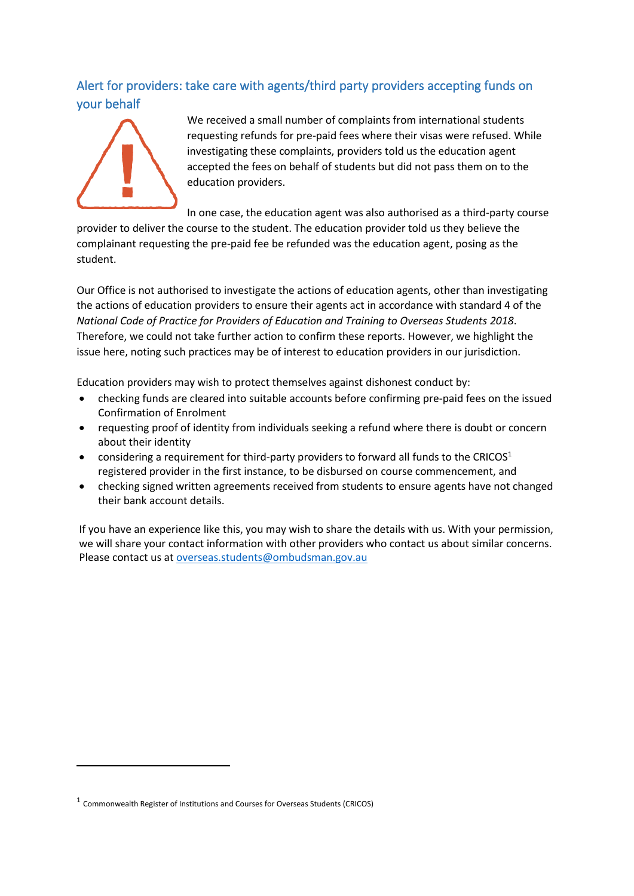## Alert for providers: take care with agents/third party providers accepting funds on your behalf

We received a small number of complaints from international students requesting refunds for pre-paid fees where their visas were refused. While investigating these complaints, providers told us the education agent accepted the fees on behalf of students but did not pass them on to the education providers.

In one case, the education agent was also authorised as a third-party course provider to deliver the course to the student. The education provider told us they believe the complainant requesting the pre-paid fee be refunded was the education agent, posing as the student.

Our Office is not authorised to investigate the actions of education agents, other than investigating the actions of education providers to ensure their agents act in accordance with standard 4 of the *National Code of Practice for Providers of Education and Training to Overseas Students 2018*. Therefore, we could not take further action to confirm these reports. However, we highlight the issue here, noting such practices may be of interest to education providers in our jurisdiction.

Education providers may wish to protect themselves against dishonest conduct by:

- checking funds are cleared into suitable accounts before confirming pre-paid fees on the issued Confirmation of Enrolment
- requesting proof of identity from individuals seeking a refund where there is doubt or concern about their identity
- considering a requirement for third-party providers to forward all funds to the CRICOS[1] registered provider in the first instance, to be disbursed on course commencement, and
- checking signed written agreements received from students to ensure agents have not changed their bank account details.

If you have an experience like this, you may wish to share the details with us. With your permission, we will share your contact information with other providers who contact us about similar concerns. Please contact us at overseas.students@ombudsman.gov.au

[1] Commonwealth Register of Institutions and Courses for Overseas Students (CRICOS)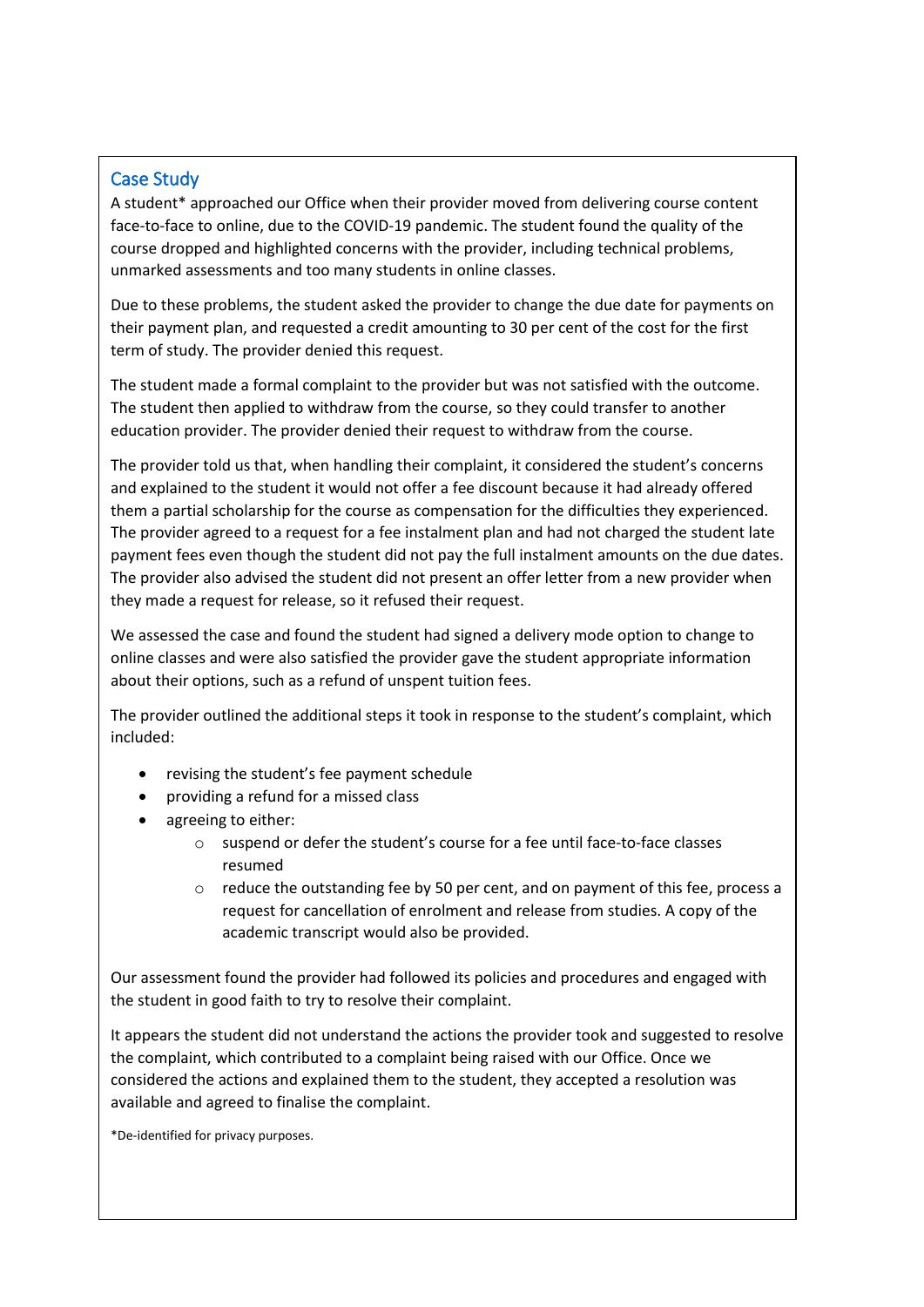## Case Study

A student* approached our Office when their provider moved from delivering course content face-to-face to online, due to the COVID-19 pandemic. The student found the quality of the course dropped and highlighted concerns with the provider, including technical problems, unmarked assessments and too many students in online classes.

Due to these problems, the student asked the provider to change the due date for payments on their payment plan, and requested a credit amounting to 30 per cent of the cost for the first term of study. The provider denied this request.

The student made a formal complaint to the provider but was not satisfied with the outcome. The student then applied to withdraw from the course, so they could transfer to another education provider. The provider denied their request to withdraw from the course.

The provider told us that, when handling their complaint, it considered the student's concerns and explained to the student it would not offer a fee discount because it had already offered them a partial scholarship for the course as compensation for the difficulties they experienced. The provider agreed to a request for a fee instalment plan and had not charged the student late payment fees even though the student did not pay the full instalment amounts on the due dates. The provider also advised the student did not present an offer letter from a new provider when they made a request for release, so it refused their request.

We assessed the case and found the student had signed a delivery mode option to change to online classes and were also satisfied the provider gave the student appropriate information about their options, such as a refund of unspent tuition fees.

The provider outlined the additional steps it took in response to the student's complaint, which included:

- revising the student's fee payment schedule
- providing a refund for a missed class
- agreeing to either:
  - suspend or defer the student's course for a fee until face-to-face classes resumed
  - reduce the outstanding fee by 50 per cent, and on payment of this fee, process a request for cancellation of enrolment and release from studies. A copy of the academic transcript would also be provided.

Our assessment found the provider had followed its policies and procedures and engaged with the student in good faith to try to resolve their complaint.

It appears the student did not understand the actions the provider took and suggested to resolve the complaint, which contributed to a complaint being raised with our Office. Once we considered the actions and explained them to the student, they accepted a resolution was available and agreed to finalise the complaint.

*De-identified for privacy purposes.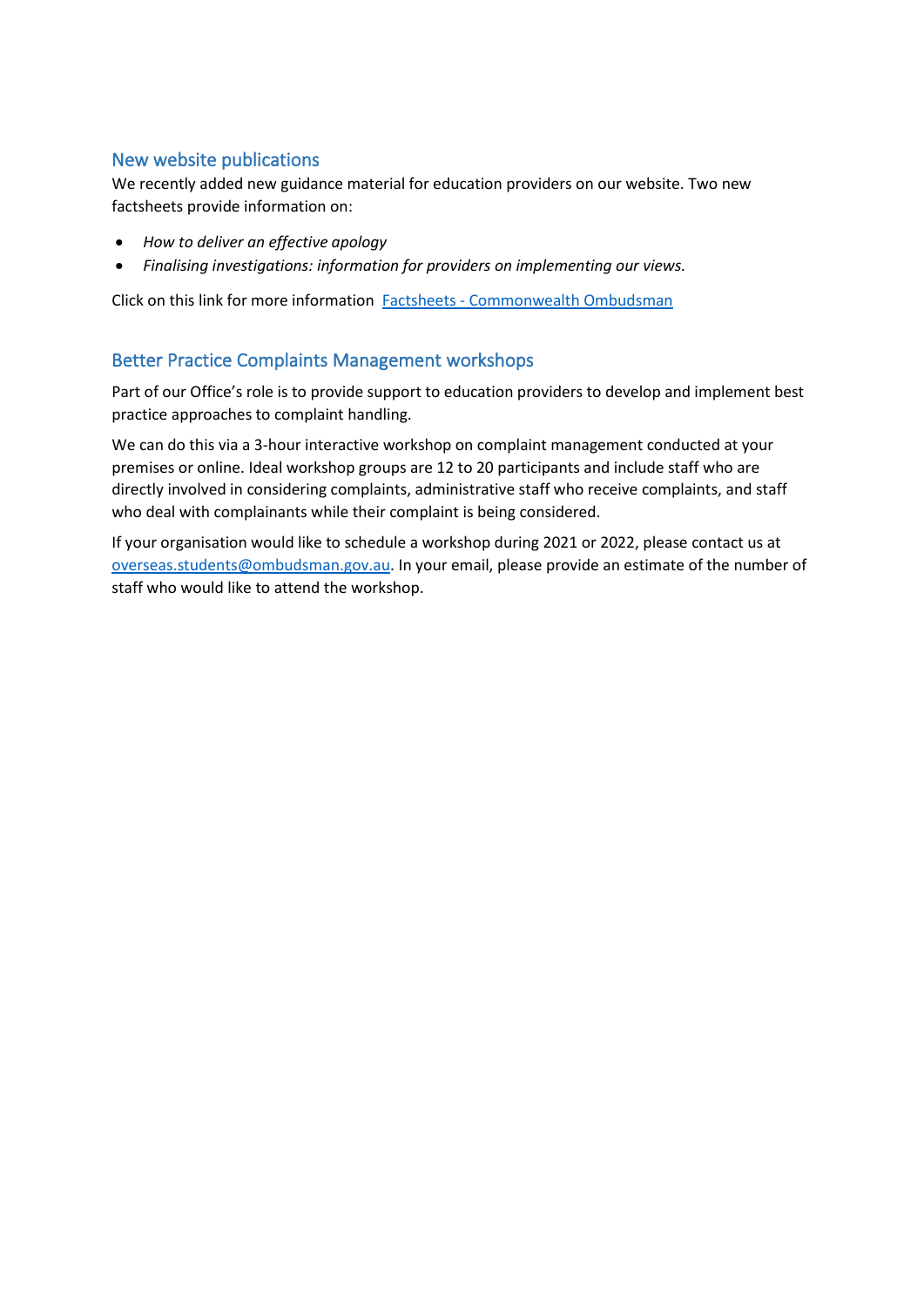## New website publications

We recently added new guidance material for education providers on our website. Two new factsheets provide information on:

- *How to deliver an effective apology*
- *Finalising investigations: information for providers on implementing our views.*

Click on this link for more information [Factsheets - Commonwealth Ombudsman]

## Better Practice Complaints Management workshops

Part of our Office's role is to provide support to education providers to develop and implement best practice approaches to complaint handling.

We can do this via a 3-hour interactive workshop on complaint management conducted at your premises or online. Ideal workshop groups are 12 to 20 participants and include staff who are directly involved in considering complaints, administrative staff who receive complaints, and staff who deal with complainants while their complaint is being considered.

If your organisation would like to schedule a workshop during 2021 or 2022, please contact us at overseas.students@ombudsman.gov.au. In your email, please provide an estimate of the number of staff who would like to attend the workshop.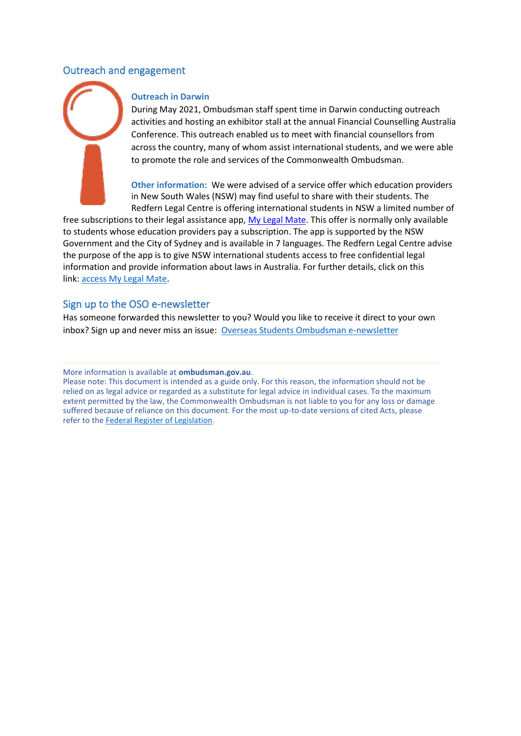## Outreach and engagement

### Outreach in Darwin

During May 2021, Ombudsman staff spent time in Darwin conducting outreach activities and hosting an exhibitor stall at the annual Financial Counselling Australia Conference. This outreach enabled us to meet with financial counsellors from across the country, many of whom assist international students, and we were able to promote the role and services of the Commonwealth Ombudsman.

**Other information**: We were advised of a service offer which education providers in New South Wales (NSW) may find useful to share with their students. The Redfern Legal Centre is offering international students in NSW a limited number of free subscriptions to their legal assistance app, My Legal Mate. This offer is normally only available to students whose education providers pay a subscription. The app is supported by the NSW Government and the City of Sydney and is available in 7 languages. The Redfern Legal Centre advise the purpose of the app is to give NSW international students access to free confidential legal information and provide information about laws in Australia. For further details, click on this link: access My Legal Mate.

## Sign up to the OSO e-newsletter

Has someone forwarded this newsletter to you? Would you like to receive it direct to your own inbox? Sign up and never miss an issue: Overseas Students Ombudsman e-newsletter

---

More information is available at **ombudsman.gov.au**.
Please note: This document is intended as a guide only. For this reason, the information should not be relied on as legal advice or regarded as a substitute for legal advice in individual cases. To the maximum extent permitted by the law, the Commonwealth Ombudsman is not liable to you for any loss or damage suffered because of reliance on this document. For the most up-to-date versions of cited Acts, please refer to the Federal Register of Legislation.